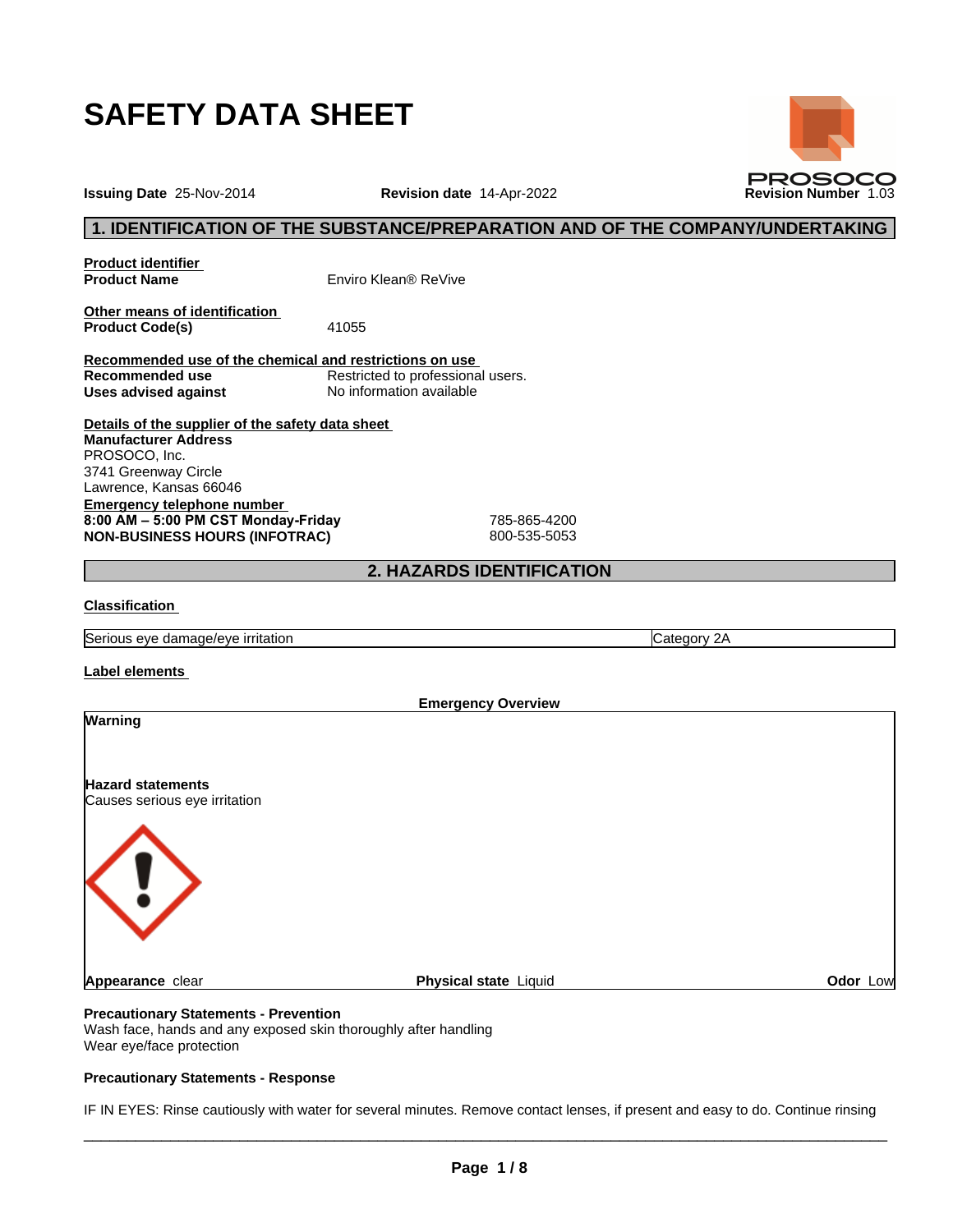# SAFETY DATA SHEET

PROSOCO

**Issuing Date** 25-Nov-2014 **Revision date** 14-Apr-2022 **Revision Number** 1.03

## 1. IDENTIFICATION OF THE SUBSTANCE/PREPARATION AND OF THE COMPANY/UNDERTAKING

**Product identifier**

**Product Name** Enviro Klean® ReVive

**Other means of identification**

**Product Code(s)** 41055

**Recommended use of the chemical and restrictions on use**

**Recommended use** Restricted to professional users.

**Uses advised against** No information available

**Details of the supplier of the safety data sheet**

**Manufacturer Address**
PROSOCO, Inc.
3741 Greenway Circle
Lawrence, Kansas 66046

**Emergency telephone number**

**8:00 AM – 5:00 PM CST Monday-Friday** 785-865-4200
**NON-BUSINESS HOURS (INFOTRAC)** 800-535-5053

## 2. HAZARDS IDENTIFICATION

**Classification**

| Serious eye damage/eye irritation | Category 2A |
|---|---|

**Label elements**

**Emergency Overview**

**Warning**

**Hazard statements**
Causes serious eye irritation

**Appearance** clear **Physical state** Liquid **Odor** Low

**Precautionary Statements - Prevention**
Wash face, hands and any exposed skin thoroughly after handling
Wear eye/face protection

**Precautionary Statements - Response**

IF IN EYES: Rinse cautiously with water for several minutes. Remove contact lenses, if present and easy to do. Continue rinsing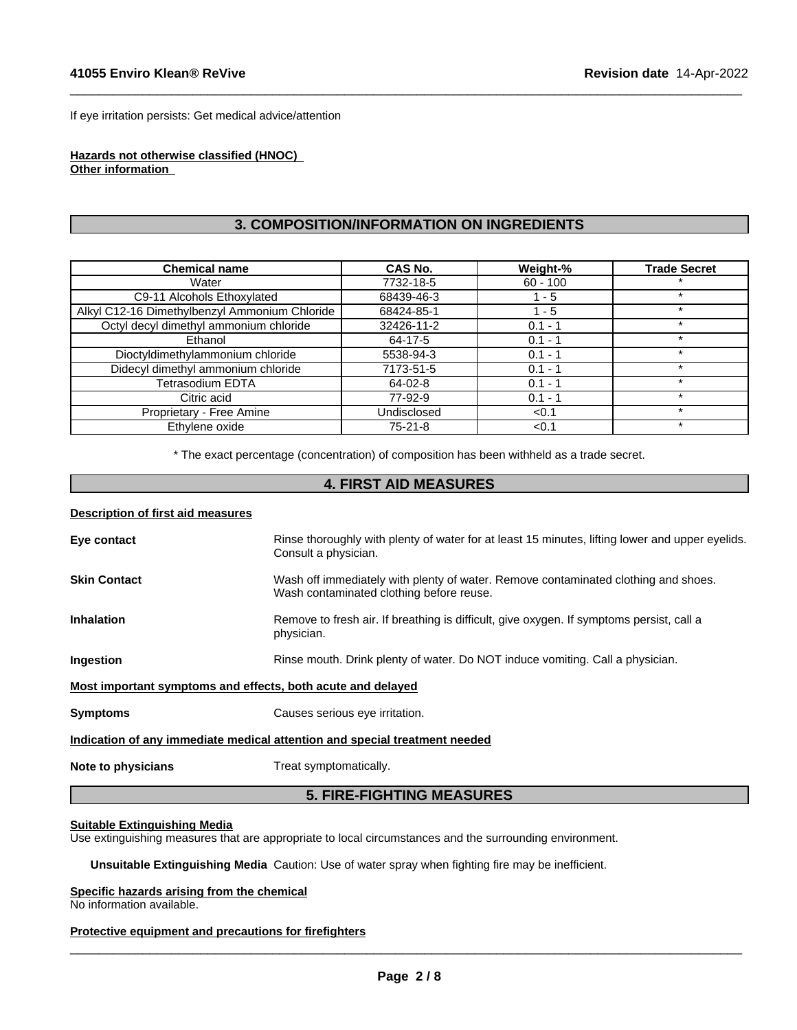If eye irritation persists: Get medical advice/attention

**Hazards not otherwise classified (HNOC)**
**Other information**

## 3. COMPOSITION/INFORMATION ON INGREDIENTS

| Chemical name | CAS No. | Weight-% | Trade Secret |
|---|---|---|---|
| Water | 7732-18-5 | 60 - 100 | * |
| C9-11 Alcohols Ethoxylated | 68439-46-3 | 1 - 5 | * |
| Alkyl C12-16 Dimethylbenzyl Ammonium Chloride | 68424-85-1 | 1 - 5 | * |
| Octyl decyl dimethyl ammonium chloride | 32426-11-2 | 0.1 - 1 | * |
| Ethanol | 64-17-5 | 0.1 - 1 | * |
| Dioctyldimethylammonium chloride | 5538-94-3 | 0.1 - 1 | * |
| Didecyl dimethyl ammonium chloride | 7173-51-5 | 0.1 - 1 | * |
| Tetrasodium EDTA | 64-02-8 | 0.1 - 1 | * |
| Citric acid | 77-92-9 | 0.1 - 1 | * |
| Proprietary - Free Amine | Undisclosed | <0.1 | * |
| Ethylene oxide | 75-21-8 | <0.1 | * |

* The exact percentage (concentration) of composition has been withheld as a trade secret.

## 4. FIRST AID MEASURES

**Description of first aid measures**

**Eye contact** Rinse thoroughly with plenty of water for at least 15 minutes, lifting lower and upper eyelids. Consult a physician.

**Skin Contact** Wash off immediately with plenty of water. Remove contaminated clothing and shoes. Wash contaminated clothing before reuse.

**Inhalation** Remove to fresh air. If breathing is difficult, give oxygen. If symptoms persist, call a physician.

**Ingestion** Rinse mouth. Drink plenty of water. Do NOT induce vomiting. Call a physician.

**Most important symptoms and effects, both acute and delayed**

**Symptoms** Causes serious eye irritation.

**Indication of any immediate medical attention and special treatment needed**

**Note to physicians** Treat symptomatically.

## 5. FIRE-FIGHTING MEASURES

**Suitable Extinguishing Media**
Use extinguishing measures that are appropriate to local circumstances and the surrounding environment.

**Unsuitable Extinguishing Media** Caution: Use of water spray when fighting fire may be inefficient.

**Specific hazards arising from the chemical**
No information available.

**Protective equipment and precautions for firefighters**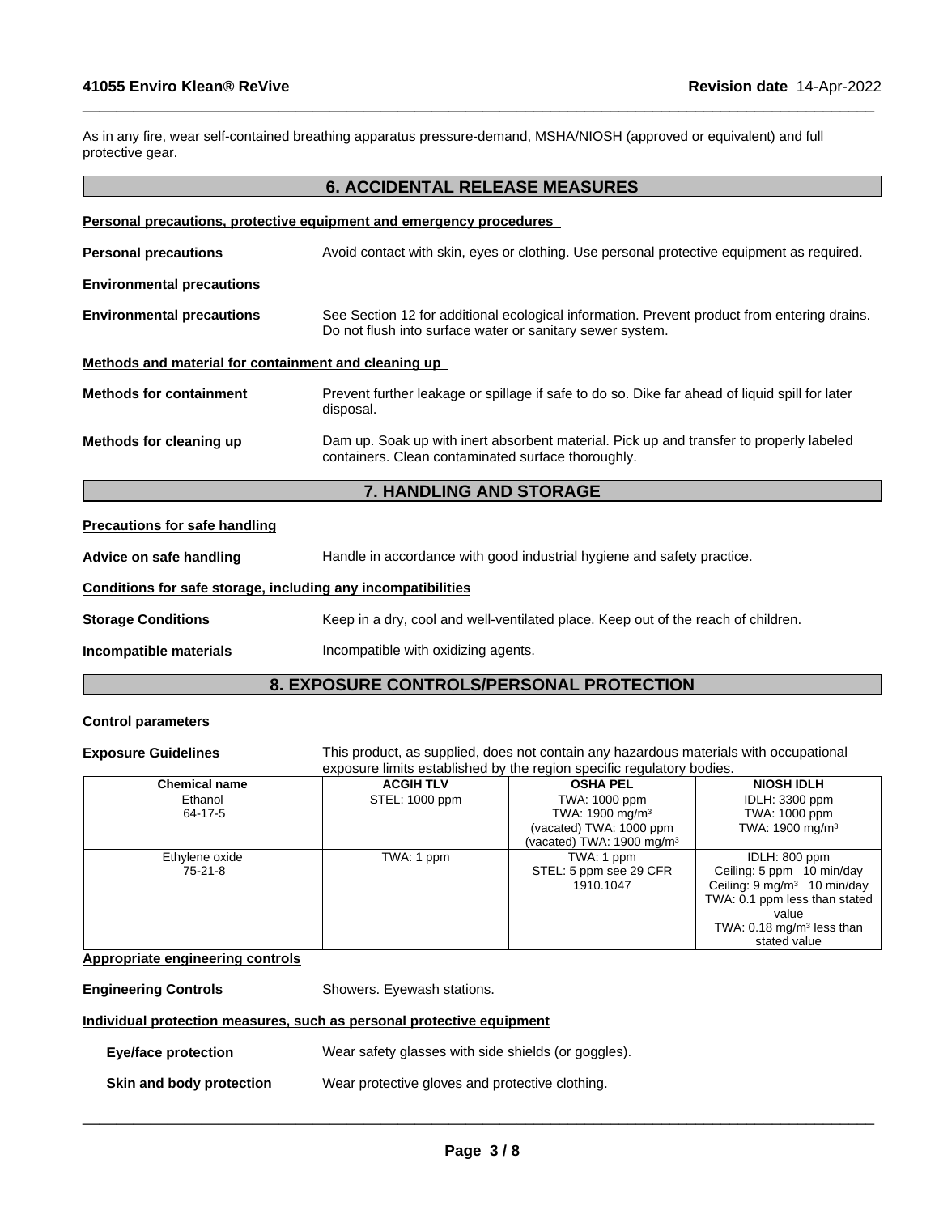As in any fire, wear self-contained breathing apparatus pressure-demand, MSHA/NIOSH (approved or equivalent) and full protective gear.

## 6. ACCIDENTAL RELEASE MEASURES

**Personal precautions, protective equipment and emergency procedures**

**Personal precautions** Avoid contact with skin, eyes or clothing. Use personal protective equipment as required.

**Environmental precautions**

**Environmental precautions** See Section 12 for additional ecological information. Prevent product from entering drains. Do not flush into surface water or sanitary sewer system.

**Methods and material for containment and cleaning up**

**Methods for containment** Prevent further leakage or spillage if safe to do so. Dike far ahead of liquid spill for later disposal.

**Methods for cleaning up** Dam up. Soak up with inert absorbent material. Pick up and transfer to properly labeled containers. Clean contaminated surface thoroughly.

## 7. HANDLING AND STORAGE

**Precautions for safe handling**

**Advice on safe handling** Handle in accordance with good industrial hygiene and safety practice.

**Conditions for safe storage, including any incompatibilities**

**Storage Conditions** Keep in a dry, cool and well-ventilated place. Keep out of the reach of children.

**Incompatible materials** Incompatible with oxidizing agents.

## 8. EXPOSURE CONTROLS/PERSONAL PROTECTION

**Control parameters**

**Exposure Guidelines** This product, as supplied, does not contain any hazardous materials with occupational exposure limits established by the region specific regulatory bodies.

| Chemical name | ACGIH TLV | OSHA PEL | NIOSH IDLH |
|---|---|---|---|
| Ethanol<br>64-17-5 | STEL: 1000 ppm | TWA: 1000 ppm<br>TWA: 1900 mg/m³<br>(vacated) TWA: 1000 ppm<br>(vacated) TWA: 1900 mg/m³ | IDLH: 3300 ppm<br>TWA: 1000 ppm<br>TWA: 1900 mg/m³ |
| Ethylene oxide<br>75-21-8 | TWA: 1 ppm | TWA: 1 ppm<br>STEL: 5 ppm see 29 CFR 1910.1047 | IDLH: 800 ppm<br>Ceiling: 5 ppm 10 min/day<br>Ceiling: 9 mg/m³ 10 min/day<br>TWA: 0.1 ppm less than stated value<br>TWA: 0.18 mg/m³ less than stated value |

**Appropriate engineering controls**

**Engineering Controls** Showers. Eyewash stations.

**Individual protection measures, such as personal protective equipment**

**Eye/face protection** Wear safety glasses with side shields (or goggles).

**Skin and body protection** Wear protective gloves and protective clothing.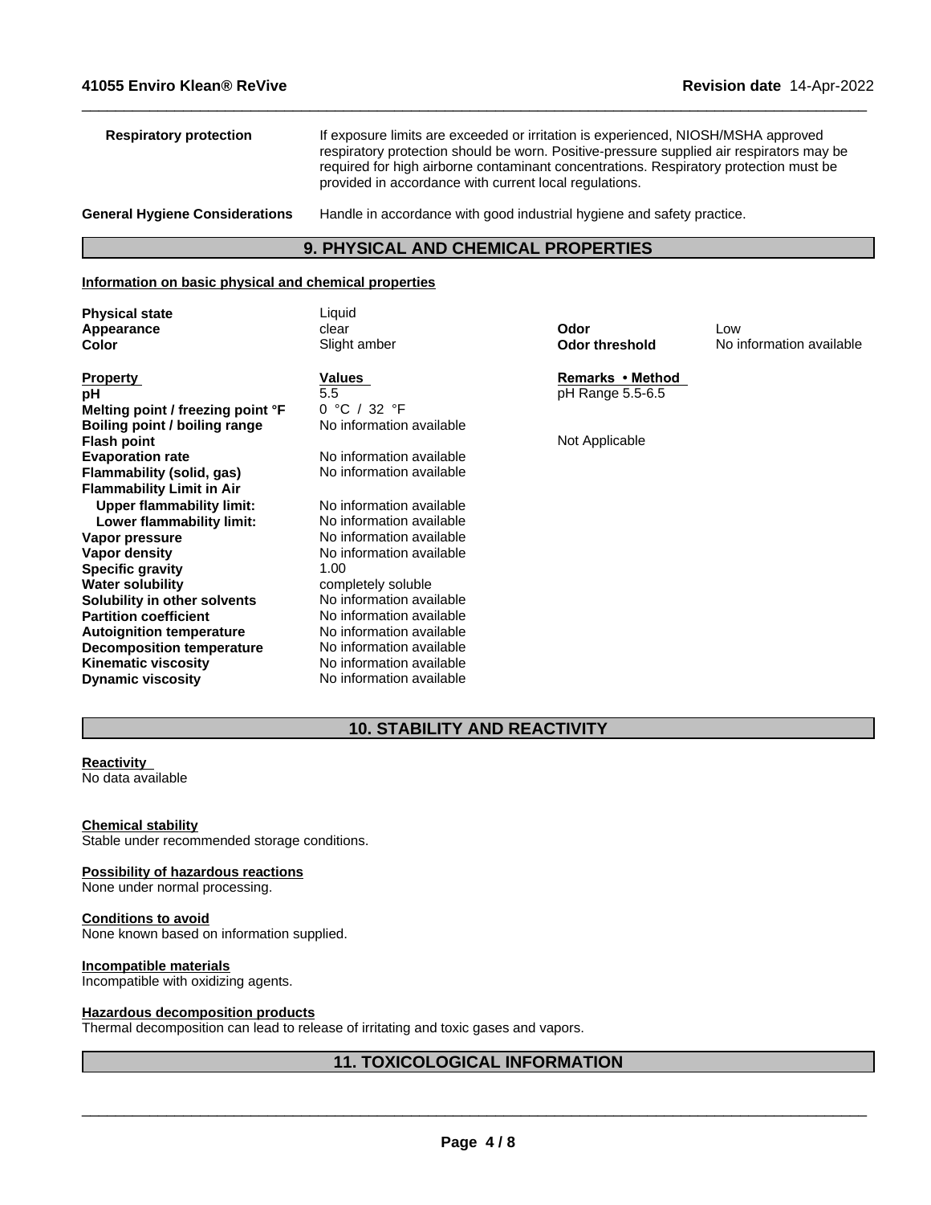| | |
|---|---|
| **Respiratory protection** | If exposure limits are exceeded or irritation is experienced, NIOSH/MSHA approved respiratory protection should be worn. Positive-pressure supplied air respirators may be required for high airborne contaminant concentrations. Respiratory protection must be provided in accordance with current local regulations. |
| **General Hygiene Considerations** | Handle in accordance with good industrial hygiene and safety practice. |

## 9. PHYSICAL AND CHEMICAL PROPERTIES

**Information on basic physical and chemical properties**

| | | | |
|---|---|---|---|
| **Physical state** | Liquid | | |
| **Appearance** | clear | **Odor** | Low |
| **Color** | Slight amber | **Odor threshold** | No information available |

| **Property** | **Values** | **Remarks • Method** |
|---|---|---|
| **pH** | 5.5 | pH Range 5.5-6.5 |
| **Melting point / freezing point °F** | 0 °C / 32 °F | |
| **Boiling point / boiling range** | No information available | |
| **Flash point** | | Not Applicable |
| **Evaporation rate** | No information available | |
| **Flammability (solid, gas)** | No information available | |
| **Flammability Limit in Air** | | |
| **Upper flammability limit:** | No information available | |
| **Lower flammability limit:** | No information available | |
| **Vapor pressure** | No information available | |
| **Vapor density** | No information available | |
| **Specific gravity** | 1.00 | |
| **Water solubility** | completely soluble | |
| **Solubility in other solvents** | No information available | |
| **Partition coefficient** | No information available | |
| **Autoignition temperature** | No information available | |
| **Decomposition temperature** | No information available | |
| **Kinematic viscosity** | No information available | |
| **Dynamic viscosity** | No information available | |

## 10. STABILITY AND REACTIVITY

**Reactivity**
No data available

**Chemical stability**
Stable under recommended storage conditions.

**Possibility of hazardous reactions**
None under normal processing.

**Conditions to avoid**
None known based on information supplied.

**Incompatible materials**
Incompatible with oxidizing agents.

**Hazardous decomposition products**
Thermal decomposition can lead to release of irritating and toxic gases and vapors.

## 11. TOXICOLOGICAL INFORMATION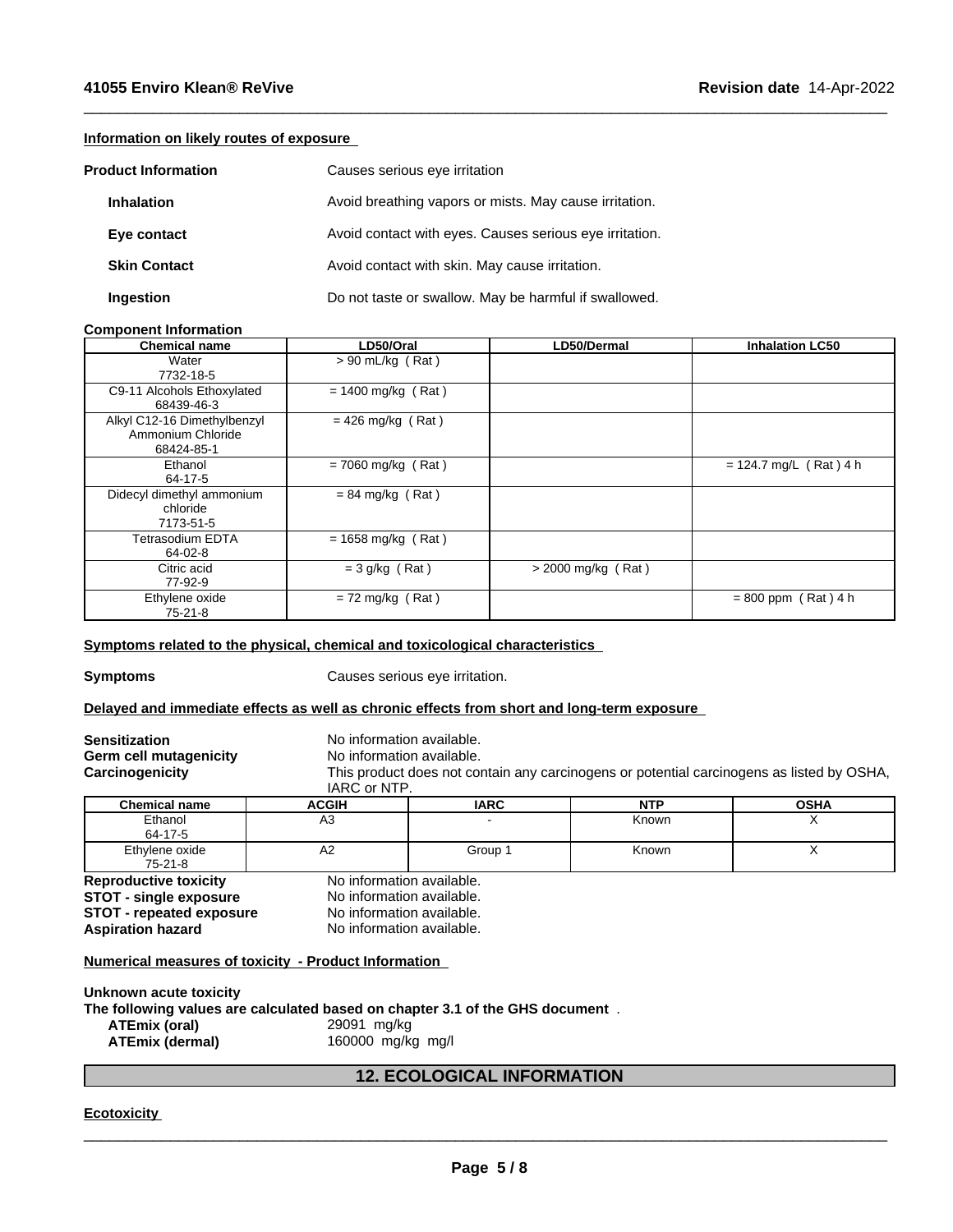**Information on likely routes of exposure**

**Product Information** Causes serious eye irritation

**Inhalation** Avoid breathing vapors or mists. May cause irritation.

**Eye contact** Avoid contact with eyes. Causes serious eye irritation.

**Skin Contact** Avoid contact with skin. May cause irritation.

**Ingestion** Do not taste or swallow. May be harmful if swallowed.

**Component Information**

| Chemical name | LD50/Oral | LD50/Dermal | Inhalation LC50 |
|---|---|---|---|
| Water<br>7732-18-5 | > 90 mL/kg ( Rat ) | | |
| C9-11 Alcohols Ethoxylated<br>68439-46-3 | = 1400 mg/kg ( Rat ) | | |
| Alkyl C12-16 Dimethylbenzyl Ammonium Chloride<br>68424-85-1 | = 426 mg/kg ( Rat ) | | |
| Ethanol<br>64-17-5 | = 7060 mg/kg ( Rat ) | | = 124.7 mg/L ( Rat ) 4 h |
| Didecyl dimethyl ammonium chloride<br>7173-51-5 | = 84 mg/kg ( Rat ) | | |
| Tetrasodium EDTA<br>64-02-8 | = 1658 mg/kg ( Rat ) | | |
| Citric acid<br>77-92-9 | = 3 g/kg ( Rat ) | > 2000 mg/kg ( Rat ) | |
| Ethylene oxide<br>75-21-8 | = 72 mg/kg ( Rat ) | | = 800 ppm ( Rat ) 4 h |

**Symptoms related to the physical, chemical and toxicological characteristics**

**Symptoms** Causes serious eye irritation.

**Delayed and immediate effects as well as chronic effects from short and long-term exposure**

**Sensitization** No information available.
**Germ cell mutagenicity** No information available.
**Carcinogenicity** This product does not contain any carcinogens or potential carcinogens as listed by OSHA, IARC or NTP.

| Chemical name | ACGIH | IARC | NTP | OSHA |
|---|---|---|---|---|
| Ethanol<br>64-17-5 | A3 | - | Known | X |
| Ethylene oxide<br>75-21-8 | A2 | Group 1 | Known | X |

**Reproductive toxicity** No information available.
**STOT - single exposure** No information available.
**STOT - repeated exposure** No information available.
**Aspiration hazard** No information available.

**Numerical measures of toxicity - Product Information**

**Unknown acute toxicity**
**The following values are calculated based on chapter 3.1 of the GHS document** .
**ATEmix (oral)** 29091 mg/kg
**ATEmix (dermal)** 160000 mg/kg mg/l

## 12. ECOLOGICAL INFORMATION

**Ecotoxicity**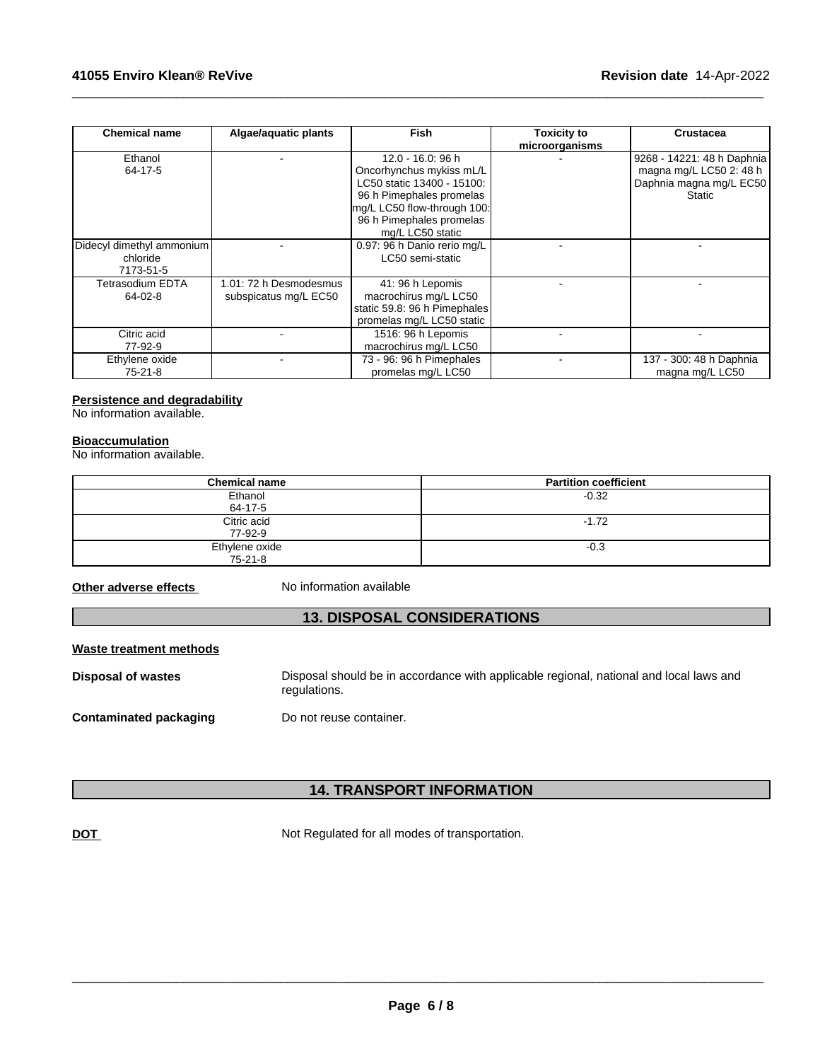| Chemical name | Algae/aquatic plants | Fish | Toxicity to microorganisms | Crustacea |
|---|---|---|---|---|
| Ethanol<br>64-17-5 | - | 12.0 - 16.0: 96 h Oncorhynchus mykiss mL/L LC50 static 13400 - 15100: 96 h Pimephales promelas mg/L LC50 flow-through 100: 96 h Pimephales promelas mg/L LC50 static | - | 9268 - 14221: 48 h Daphnia magna mg/L LC50 2: 48 h Daphnia magna mg/L EC50 Static |
| Didecyl dimethyl ammonium chloride<br>7173-51-5 | - | 0.97: 96 h Danio rerio mg/L LC50 semi-static | - | - |
| Tetrasodium EDTA<br>64-02-8 | 1.01: 72 h Desmodesmus subspicatus mg/L EC50 | 41: 96 h Lepomis macrochirus mg/L LC50 static 59.8: 96 h Pimephales promelas mg/L LC50 static | - | - |
| Citric acid<br>77-92-9 | - | 1516: 96 h Lepomis macrochirus mg/L LC50 | - | - |
| Ethylene oxide<br>75-21-8 | - | 73 - 96: 96 h Pimephales promelas mg/L LC50 | - | 137 - 300: 48 h Daphnia magna mg/L LC50 |

**Persistence and degradability**
No information available.

**Bioaccumulation**
No information available.

| Chemical name | Partition coefficient |
|---|---|
| Ethanol<br>64-17-5 | -0.32 |
| Citric acid<br>77-92-9 | -1.72 |
| Ethylene oxide<br>75-21-8 | -0.3 |

**Other adverse effects** No information available

## 13. DISPOSAL CONSIDERATIONS

**Waste treatment methods**

**Disposal of wastes** Disposal should be in accordance with applicable regional, national and local laws and regulations.

**Contaminated packaging** Do not reuse container.

## 14. TRANSPORT INFORMATION

**DOT** Not Regulated for all modes of transportation.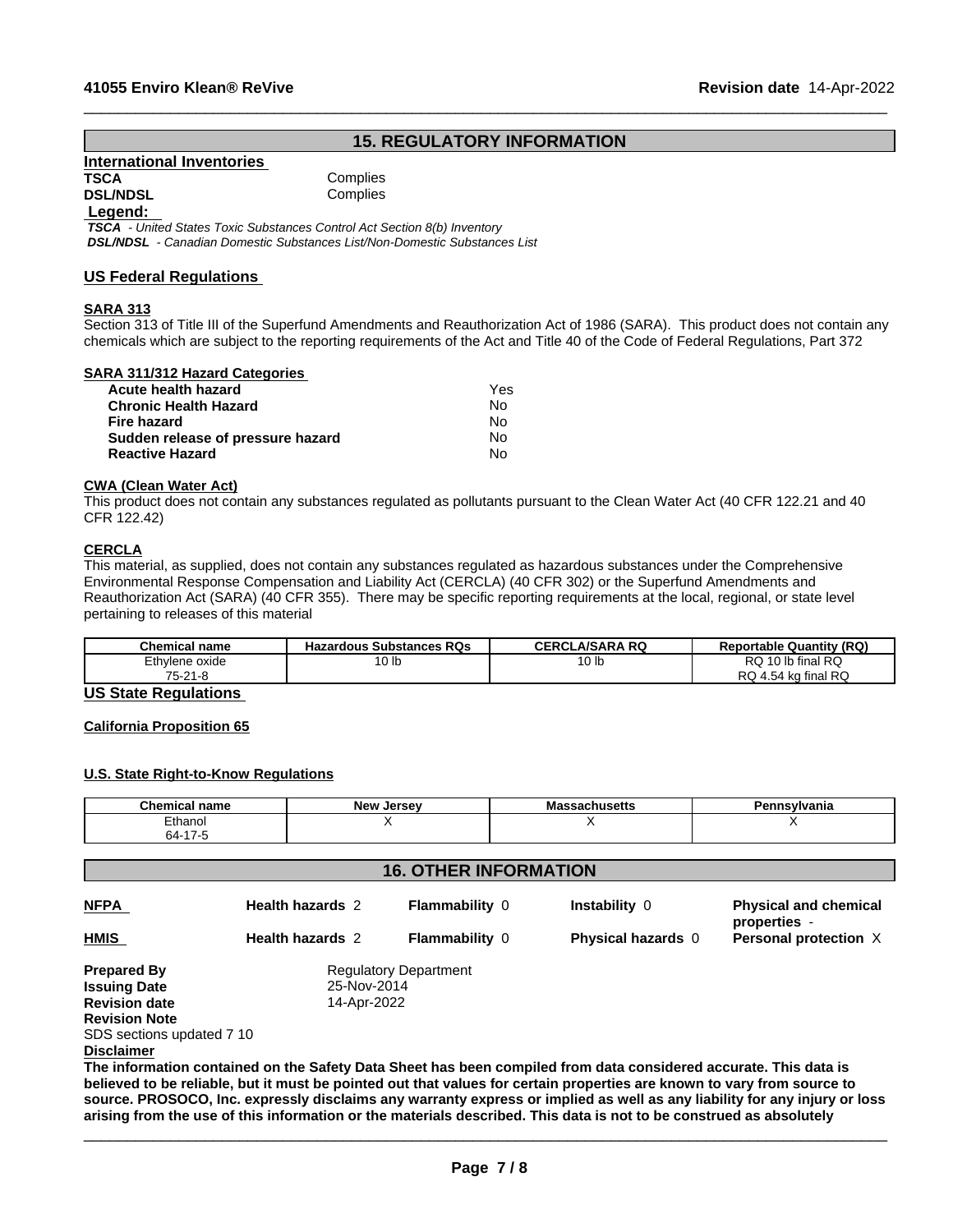## 15. REGULATORY INFORMATION

### International Inventories

**TSCA** Complies
**DSL/NDSL** Complies

**Legend:**

***TSCA*** *- United States Toxic Substances Control Act Section 8(b) Inventory*
***DSL/NDSL*** *- Canadian Domestic Substances List/Non-Domestic Substances List*

### US Federal Regulations

**SARA 313**

Section 313 of Title III of the Superfund Amendments and Reauthorization Act of 1986 (SARA). This product does not contain any chemicals which are subject to the reporting requirements of the Act and Title 40 of the Code of Federal Regulations, Part 372

**SARA 311/312 Hazard Categories**

| | |
|---|---|
| **Acute health hazard** | Yes |
| **Chronic Health Hazard** | No |
| **Fire hazard** | No |
| **Sudden release of pressure hazard** | No |
| **Reactive Hazard** | No |

**CWA (Clean Water Act)**

This product does not contain any substances regulated as pollutants pursuant to the Clean Water Act (40 CFR 122.21 and 40 CFR 122.42)

**CERCLA**

This material, as supplied, does not contain any substances regulated as hazardous substances under the Comprehensive Environmental Response Compensation and Liability Act (CERCLA) (40 CFR 302) or the Superfund Amendments and Reauthorization Act (SARA) (40 CFR 355). There may be specific reporting requirements at the local, regional, or state level pertaining to releases of this material

| Chemical name | Hazardous Substances RQs | CERCLA/SARA RQ | Reportable Quantity (RQ) |
|---|---|---|---|
| Ethylene oxide 75-21-8 | 10 lb | 10 lb | RQ 10 lb final RQ RQ 4.54 kg final RQ |

### US State Regulations

**California Proposition 65**

**U.S. State Right-to-Know Regulations**

| Chemical name | New Jersey | Massachusetts | Pennsylvania |
|---|---|---|---|
| Ethanol 64-17-5 | X | X | X |

## 16. OTHER INFORMATION

| | | | | |
|---|---|---|---|---|
| **NFPA** | **Health hazards** 2 | **Flammability** 0 | **Instability** 0 | **Physical and chemical properties** - |
| **HMIS** | **Health hazards** 2 | **Flammability** 0 | **Physical hazards** 0 | **Personal protection** X |

**Prepared By** Regulatory Department
**Issuing Date** 25-Nov-2014
**Revision date** 14-Apr-2022
**Revision Note**
SDS sections updated 7 10

**Disclaimer**

**The information contained on the Safety Data Sheet has been compiled from data considered accurate. This data is believed to be reliable, but it must be pointed out that values for certain properties are known to vary from source to source. PROSOCO, Inc. expressly disclaims any warranty express or implied as well as any liability for any injury or loss arising from the use of this information or the materials described. This data is not to be construed as absolutely**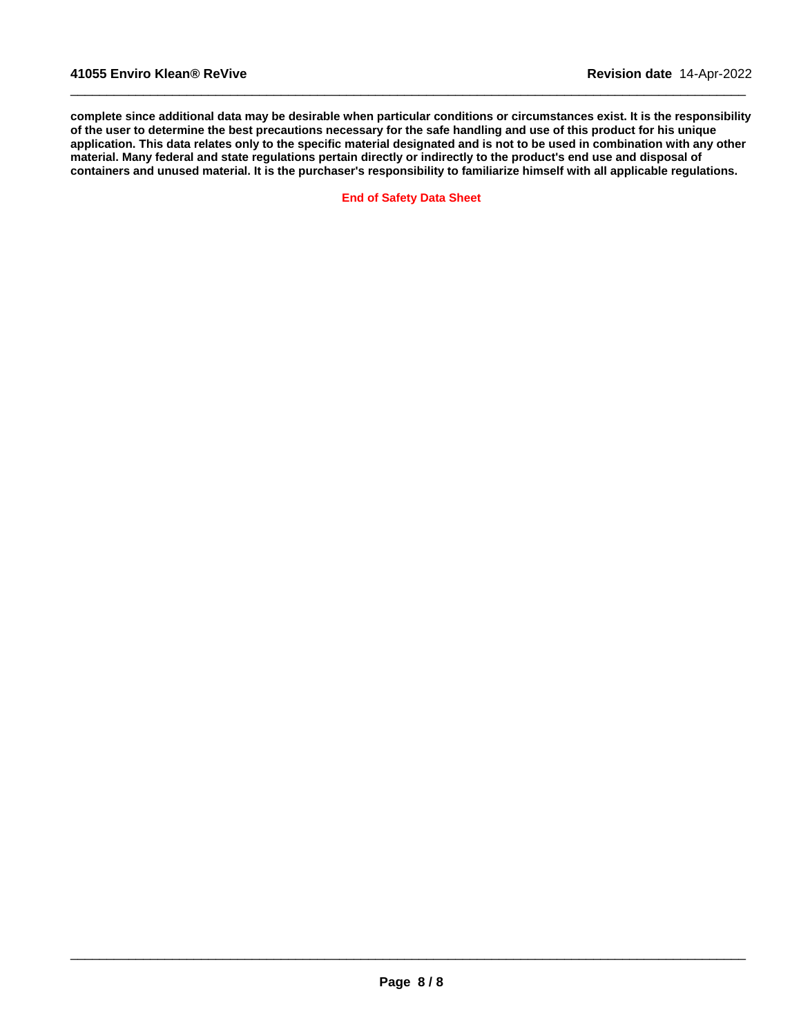**complete since additional data may be desirable when particular conditions or circumstances exist. It is the responsibility of the user to determine the best precautions necessary for the safe handling and use of this product for his unique application. This data relates only to the specific material designated and is not to be used in combination with any other material. Many federal and state regulations pertain directly or indirectly to the product's end use and disposal of containers and unused material. It is the purchaser's responsibility to familiarize himself with all applicable regulations.**

**End of Safety Data Sheet**